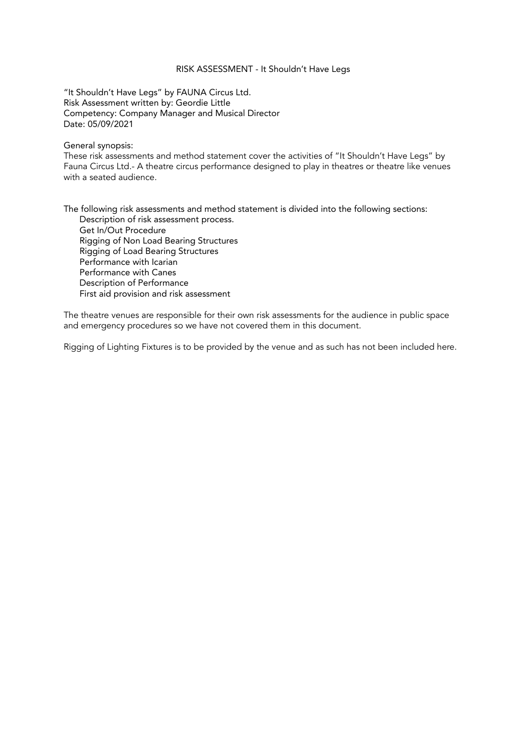# RISK ASSESSMENT - It Shouldn't Have Legs

"It Shouldn't Have Legs" by FAUNA Circus Ltd.
Risk Assessment written by: Geordie Little
Competency: Company Manager and Musical Director
Date: 05/09/2021

General synopsis:
These risk assessments and method statement cover the activities of "It Shouldn't Have Legs" by Fauna Circus Ltd.- A theatre circus performance designed to play in theatres or theatre like venues with a seated audience.

The following risk assessments and method statement is divided into the following sections:

- Description of risk assessment process.
- Get In/Out Procedure
- Rigging of Non Load Bearing Structures
- Rigging of Load Bearing Structures
- Performance with Icarian
- Performance with Canes
- Description of Performance
- First aid provision and risk assessment

The theatre venues are responsible for their own risk assessments for the audience in public space and emergency procedures so we have not covered them in this document.

Rigging of Lighting Fixtures is to be provided by the venue and as such has not been included here.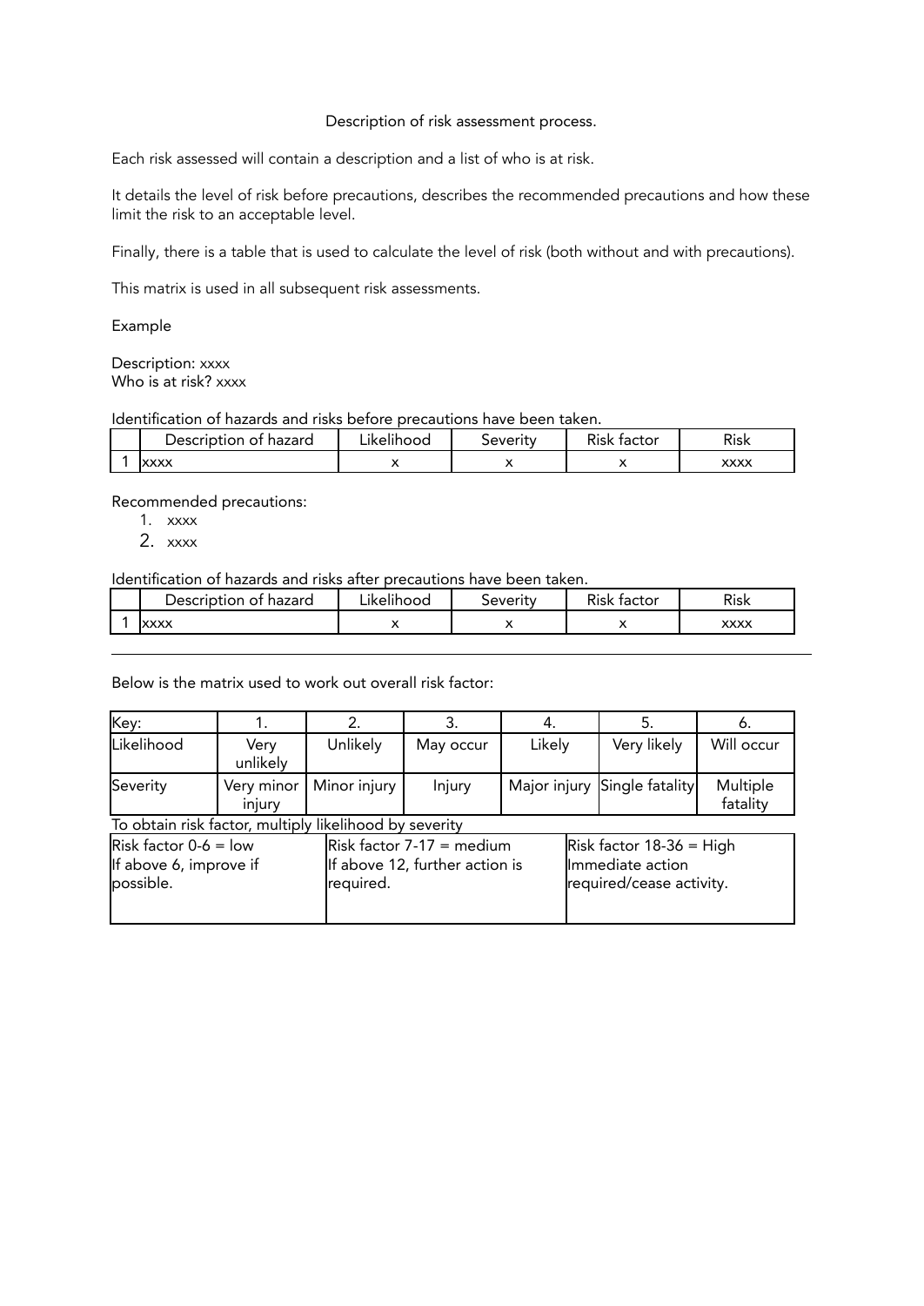Description of risk assessment process.

Each risk assessed will contain a description and a list of who is at risk.

It details the level of risk before precautions, describes the recommended precautions and how these limit the risk to an acceptable level.

Finally, there is a table that is used to calculate the level of risk (both without and with precautions).

This matrix is used in all subsequent risk assessments.

Example

Description: xxxx
Who is at risk? xxxx

Identification of hazards and risks before precautions have been taken.

| | Description of hazard | Likelihood | Severity | Risk factor | Risk |
|---|---|---|---|---|---|
| 1 | xxxx | x | x | x | xxxx |

Recommended precautions:

1. xxxx
2. xxxx

Identification of hazards and risks after precautions have been taken.

| | Description of hazard | Likelihood | Severity | Risk factor | Risk |
|---|---|---|---|---|---|
| 1 | xxxx | x | x | x | xxxx |

---

Below is the matrix used to work out overall risk factor:

| Key: | 1. | 2. | 3. | 4. | 5. | 6. |
|---|---|---|---|---|---|---|
| Likelihood | Very unlikely | Unlikely | May occur | Likely | Very likely | Will occur |
| Severity | Very minor injury | Minor injury | Injury | Major injury | Single fatality | Multiple fatality |

To obtain risk factor, multiply likelihood by severity

| Risk factor 0-6 = low<br>If above 6, improve if possible. | Risk factor 7-17 = medium<br>If above 12, further action is required. | Risk factor 18-36 = High<br>Immediate action required/cease activity. |
|---|---|---|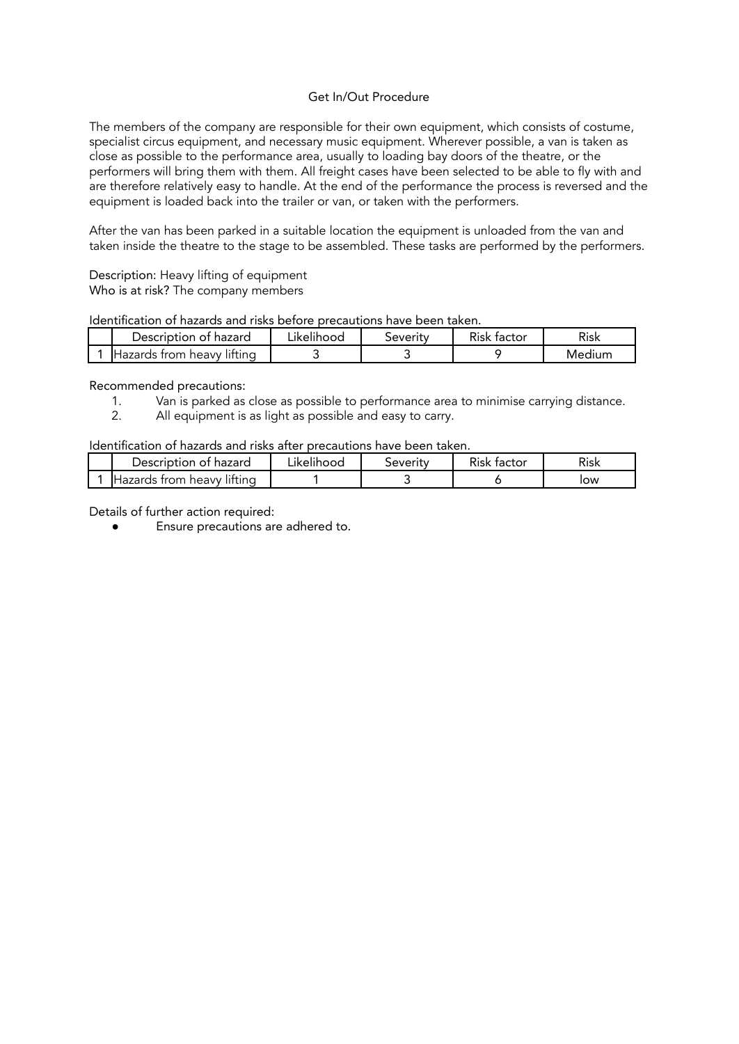## Get In/Out Procedure

The members of the company are responsible for their own equipment, which consists of costume, specialist circus equipment, and necessary music equipment. Wherever possible, a van is taken as close as possible to the performance area, usually to loading bay doors of the theatre, or the performers will bring them with them. All freight cases have been selected to be able to fly with and are therefore relatively easy to handle. At the end of the performance the process is reversed and the equipment is loaded back into the trailer or van, or taken with the performers.

After the van has been parked in a suitable location the equipment is unloaded from the van and taken inside the theatre to the stage to be assembled. These tasks are performed by the performers.

Description: Heavy lifting of equipment
Who is at risk? The company members

Identification of hazards and risks before precautions have been taken.

| | Description of hazard | Likelihood | Severity | Risk factor | Risk |
|---|---|---|---|---|---|
| 1 | Hazards from heavy lifting | 3 | 3 | 9 | Medium |

Recommended precautions:

1. Van is parked as close as possible to performance area to minimise carrying distance.
2. All equipment is as light as possible and easy to carry.

Identification of hazards and risks after precautions have been taken.

| | Description of hazard | Likelihood | Severity | Risk factor | Risk |
|---|---|---|---|---|---|
| 1 | Hazards from heavy lifting | 1 | 3 | 6 | low |

Details of further action required:

- Ensure precautions are adhered to.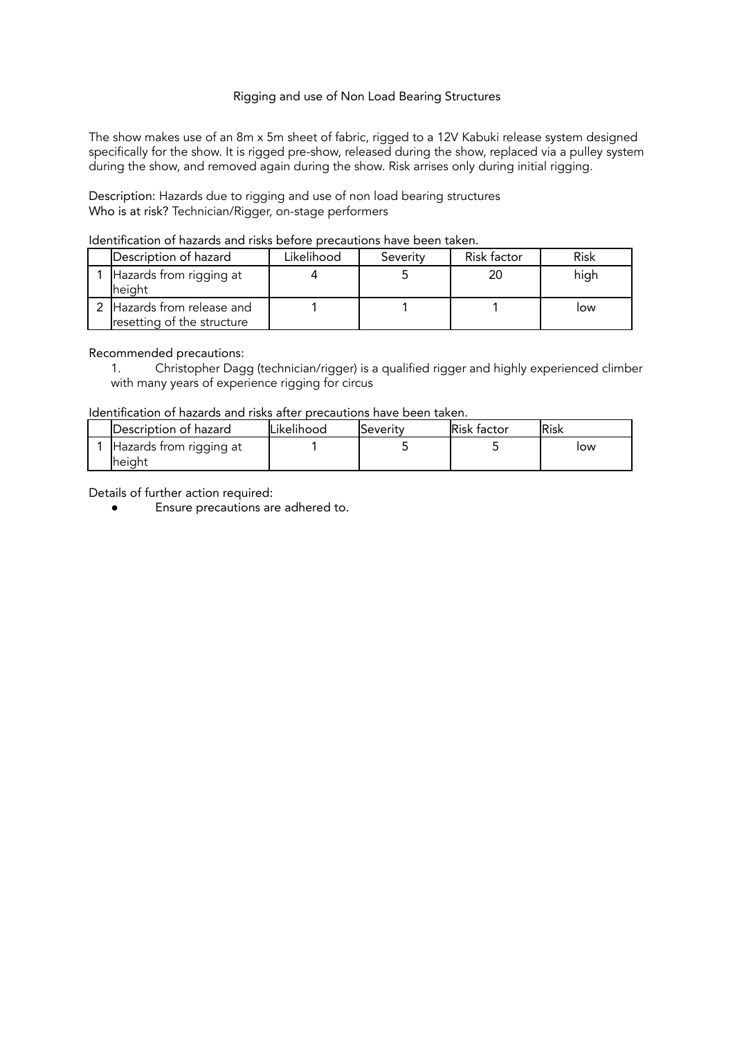## Rigging and use of Non Load Bearing Structures

The show makes use of an 8m x 5m sheet of fabric, rigged to a 12V Kabuki release system designed specifically for the show. It is rigged pre-show, released during the show, replaced via a pulley system during the show, and removed again during the show. Risk arrises only during initial rigging.

Description: Hazards due to rigging and use of non load bearing structures
Who is at risk? Technician/Rigger, on-stage performers

Identification of hazards and risks before precautions have been taken.

| | Description of hazard | Likelihood | Severity | Risk factor | Risk |
|---|---|---|---|---|---|
| 1 | Hazards from rigging at height | 4 | 5 | 20 | high |
| 2 | Hazards from release and resetting of the structure | 1 | 1 | 1 | low |

Recommended precautions:

1. Christopher Dagg (technician/rigger) is a qualified rigger and highly experienced climber with many years of experience rigging for circus

Identification of hazards and risks after precautions have been taken.

| | Description of hazard | Likelihood | Severity | Risk factor | Risk |
|---|---|---|---|---|---|
| 1 | Hazards from rigging at height | 1 | 5 | 5 | low |

Details of further action required:

- Ensure precautions are adhered to.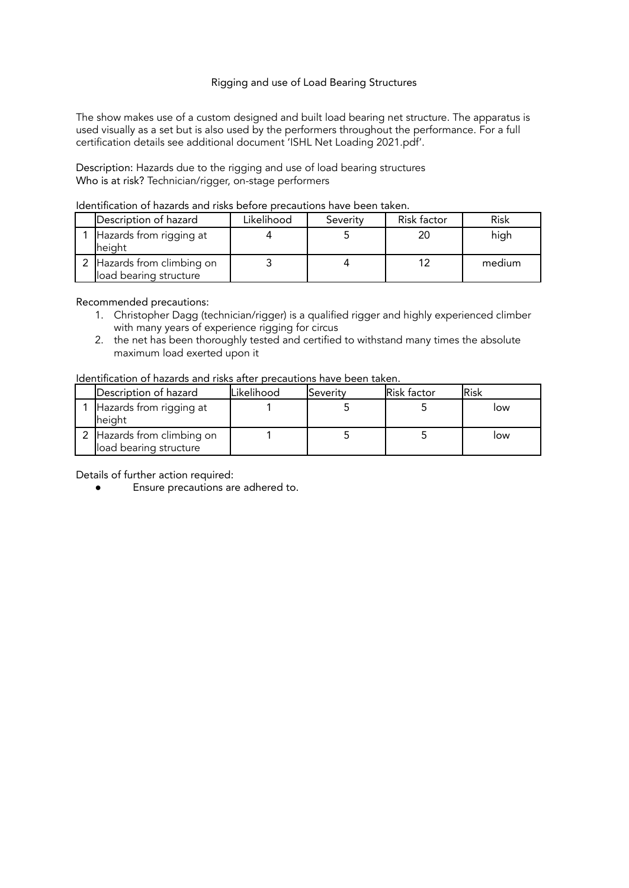## Rigging and use of Load Bearing Structures

The show makes use of a custom designed and built load bearing net structure. The apparatus is used visually as a set but is also used by the performers throughout the performance. For a full certification details see additional document 'ISHL Net Loading 2021.pdf'.

Description: Hazards due to the rigging and use of load bearing structures
Who is at risk? Technician/rigger, on-stage performers

Identification of hazards and risks before precautions have been taken.

| | Description of hazard | Likelihood | Severity | Risk factor | Risk |
|---|---|---|---|---|---|
| 1 | Hazards from rigging at height | 4 | 5 | 20 | high |
| 2 | Hazards from climbing on load bearing structure | 3 | 4 | 12 | medium |

Recommended precautions:

1. Christopher Dagg (technician/rigger) is a qualified rigger and highly experienced climber with many years of experience rigging for circus
2. the net has been thoroughly tested and certified to withstand many times the absolute maximum load exerted upon it

Identification of hazards and risks after precautions have been taken.

| | Description of hazard | Likelihood | Severity | Risk factor | Risk |
|---|---|---|---|---|---|
| 1 | Hazards from rigging at height | 1 | 5 | 5 | low |
| 2 | Hazards from climbing on load bearing structure | 1 | 5 | 5 | low |

Details of further action required:

- Ensure precautions are adhered to.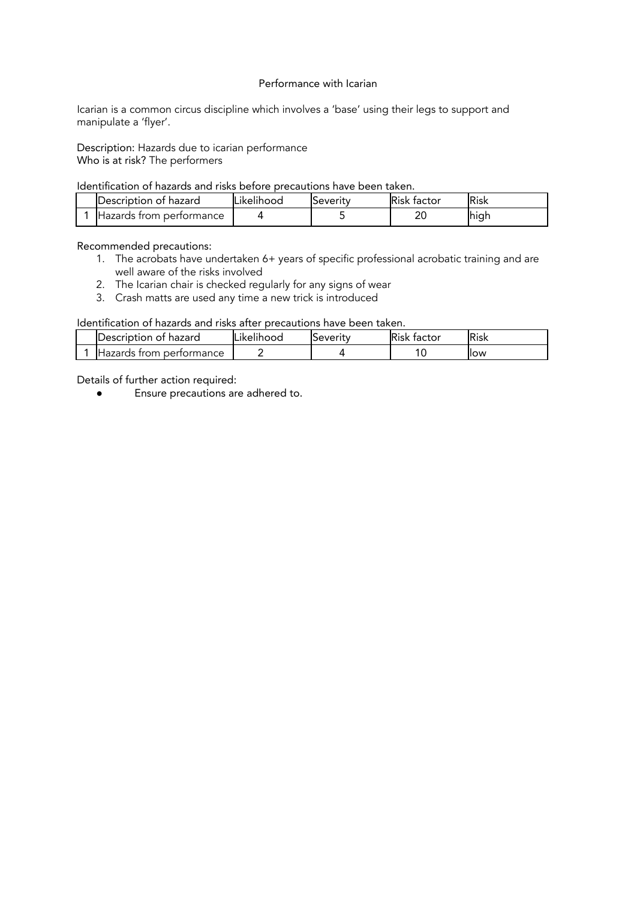# Performance with Icarian

Icarian is a common circus discipline which involves a 'base' using their legs to support and manipulate a 'flyer'.

Description: Hazards due to icarian performance
Who is at risk? The performers

Identification of hazards and risks before precautions have been taken.

| | Description of hazard | Likelihood | Severity | Risk factor | Risk |
|---|---|---|---|---|---|
| 1 | Hazards from performance | 4 | 5 | 20 | high |

Recommended precautions:

1. The acrobats have undertaken 6+ years of specific professional acrobatic training and are well aware of the risks involved
2. The Icarian chair is checked regularly for any signs of wear
3. Crash matts are used any time a new trick is introduced

Identification of hazards and risks after precautions have been taken.

| | Description of hazard | Likelihood | Severity | Risk factor | Risk |
|---|---|---|---|---|---|
| 1 | Hazards from performance | 2 | 4 | 10 | low |

Details of further action required:

- Ensure precautions are adhered to.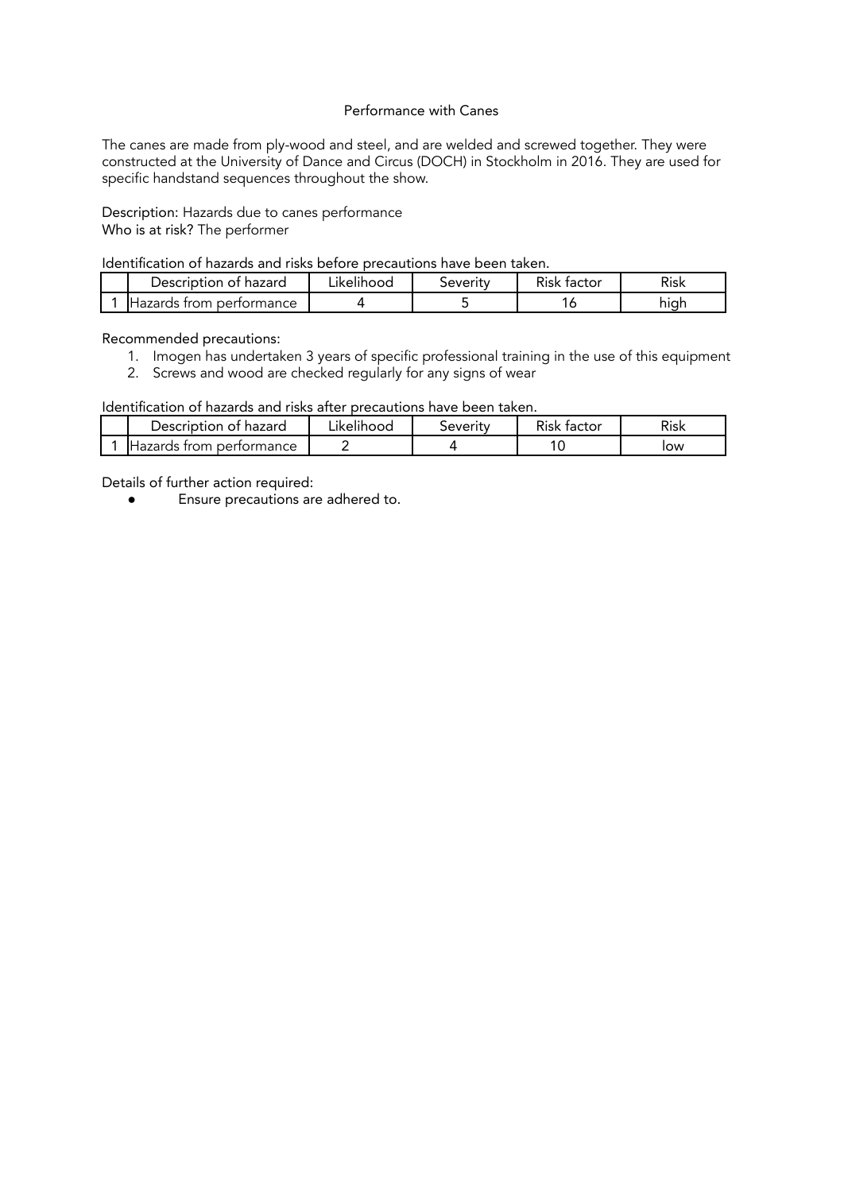# Performance with Canes

The canes are made from ply-wood and steel, and are welded and screwed together. They were constructed at the University of Dance and Circus (DOCH) in Stockholm in 2016. They are used for specific handstand sequences throughout the show.

Description: Hazards due to canes performance
Who is at risk? The performer

Identification of hazards and risks before precautions have been taken.

| | Description of hazard | Likelihood | Severity | Risk factor | Risk |
|---|---|---|---|---|---|
| 1 | Hazards from performance | 4 | 5 | 16 | high |

Recommended precautions:

1. Imogen has undertaken 3 years of specific professional training in the use of this equipment
2. Screws and wood are checked regularly for any signs of wear

Identification of hazards and risks after precautions have been taken.

| | Description of hazard | Likelihood | Severity | Risk factor | Risk |
|---|---|---|---|---|---|
| 1 | Hazards from performance | 2 | 4 | 10 | low |

Details of further action required:

- Ensure precautions are adhered to.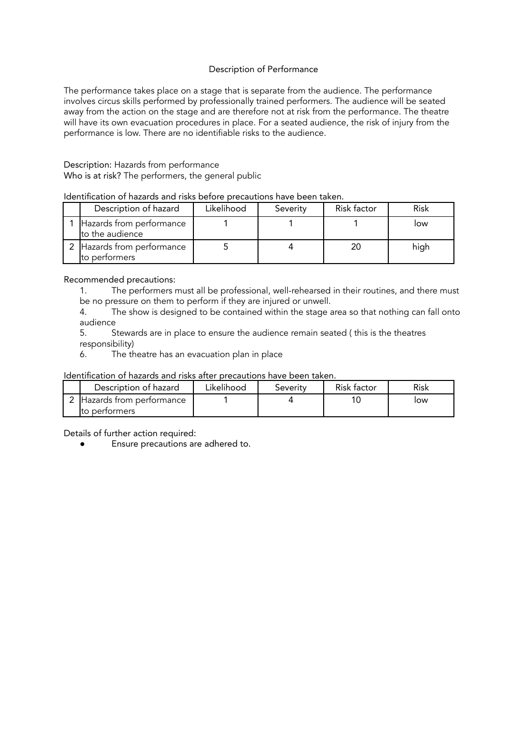Description of Performance

The performance takes place on a stage that is separate from the audience. The performance involves circus skills performed by professionally trained performers. The audience will be seated away from the action on the stage and are therefore not at risk from the performance. The theatre will have its own evacuation procedures in place. For a seated audience, the risk of injury from the performance is low. There are no identifiable risks to the audience.

Description: Hazards from performance
Who is at risk? The performers, the general public

Identification of hazards and risks before precautions have been taken.

| | Description of hazard | Likelihood | Severity | Risk factor | Risk |
|---|---|---|---|---|---|
| 1 | Hazards from performance to the audience | 1 | 1 | 1 | low |
| 2 | Hazards from performance to performers | 5 | 4 | 20 | high |

Recommended precautions:

1. The performers must all be professional, well-rehearsed in their routines, and there must be no pressure on them to perform if they are injured or unwell.
4. The show is designed to be contained within the stage area so that nothing can fall onto audience
5. Stewards are in place to ensure the audience remain seated ( this is the theatres responsibility)
6. The theatre has an evacuation plan in place

Identification of hazards and risks after precautions have been taken.

| | Description of hazard | Likelihood | Severity | Risk factor | Risk |
|---|---|---|---|---|---|
| 2 | Hazards from performance to performers | 1 | 4 | 10 | low |

Details of further action required:

- Ensure precautions are adhered to.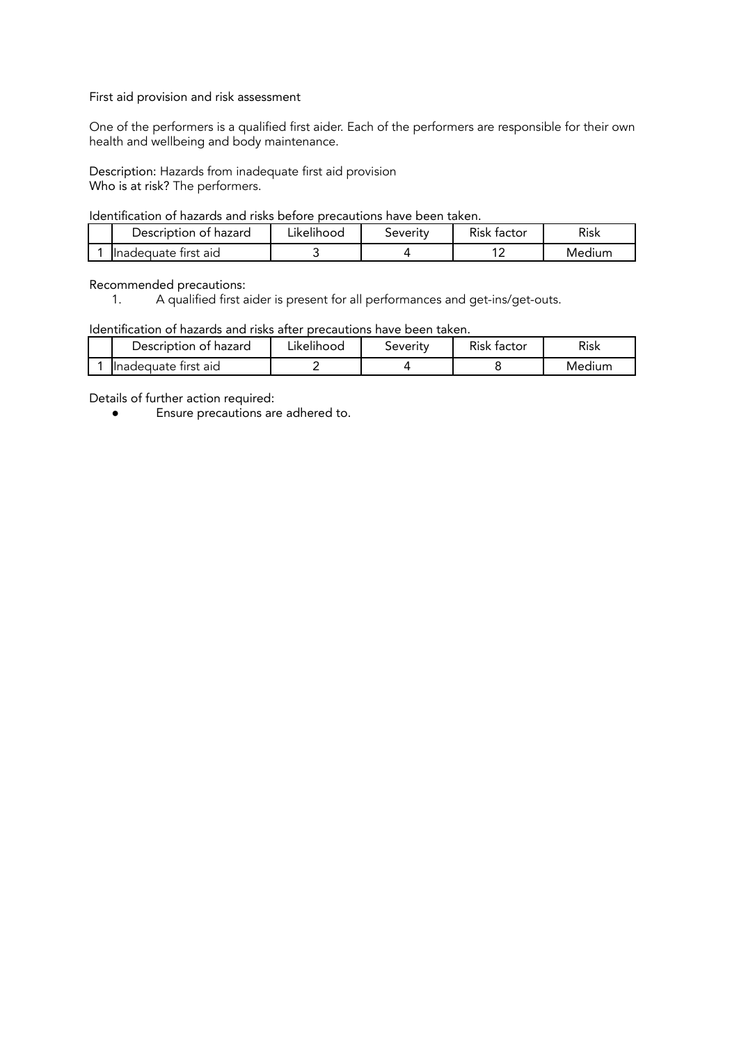First aid provision and risk assessment

One of the performers is a qualified first aider. Each of the performers are responsible for their own health and wellbeing and body maintenance.

Description: Hazards from inadequate first aid provision
Who is at risk? The performers.

Identification of hazards and risks before precautions have been taken.

| | Description of hazard | Likelihood | Severity | Risk factor | Risk |
|---|---|---|---|---|---|
| 1 | Inadequate first aid | 3 | 4 | 12 | Medium |

Recommended precautions:

1. A qualified first aider is present for all performances and get-ins/get-outs.

Identification of hazards and risks after precautions have been taken.

| | Description of hazard | Likelihood | Severity | Risk factor | Risk |
|---|---|---|---|---|---|
| 1 | Inadequate first aid | 2 | 4 | 8 | Medium |

Details of further action required:

- Ensure precautions are adhered to.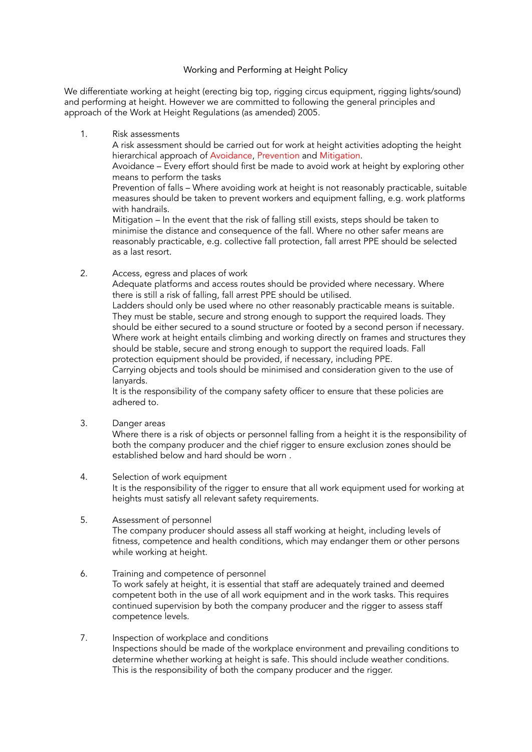# Working and Performing at Height Policy

We differentiate working at height (erecting big top, rigging circus equipment, rigging lights/sound) and performing at height. However we are committed to following the general principles and approach of the Work at Height Regulations (as amended) 2005.

1. Risk assessments

   A risk assessment should be carried out for work at height activities adopting the height hierarchical approach of Avoidance, Prevention and Mitigation.

   Avoidance – Every effort should first be made to avoid work at height by exploring other means to perform the tasks

   Prevention of falls – Where avoiding work at height is not reasonably practicable, suitable measures should be taken to prevent workers and equipment falling, e.g. work platforms with handrails.

   Mitigation – In the event that the risk of falling still exists, steps should be taken to minimise the distance and consequence of the fall. Where no other safer means are reasonably practicable, e.g. collective fall protection, fall arrest PPE should be selected as a last resort.

2. Access, egress and places of work

   Adequate platforms and access routes should be provided where necessary. Where there is still a risk of falling, fall arrest PPE should be utilised.

   Ladders should only be used where no other reasonably practicable means is suitable. They must be stable, secure and strong enough to support the required loads. They should be either secured to a sound structure or footed by a second person if necessary.

   Where work at height entails climbing and working directly on frames and structures they should be stable, secure and strong enough to support the required loads. Fall protection equipment should be provided, if necessary, including PPE.

   Carrying objects and tools should be minimised and consideration given to the use of lanyards.

   It is the responsibility of the company safety officer to ensure that these policies are adhered to.

3. Danger areas

   Where there is a risk of objects or personnel falling from a height it is the responsibility of both the company producer and the chief rigger to ensure exclusion zones should be established below and hard should be worn .

4. Selection of work equipment

   It is the responsibility of the rigger to ensure that all work equipment used for working at heights must satisfy all relevant safety requirements.

5. Assessment of personnel

   The company producer should assess all staff working at height, including levels of fitness, competence and health conditions, which may endanger them or other persons while working at height.

6. Training and competence of personnel

   To work safely at height, it is essential that staff are adequately trained and deemed competent both in the use of all work equipment and in the work tasks. This requires continued supervision by both the company producer and the rigger to assess staff competence levels.

7. Inspection of workplace and conditions

   Inspections should be made of the workplace environment and prevailing conditions to determine whether working at height is safe. This should include weather conditions. This is the responsibility of both the company producer and the rigger.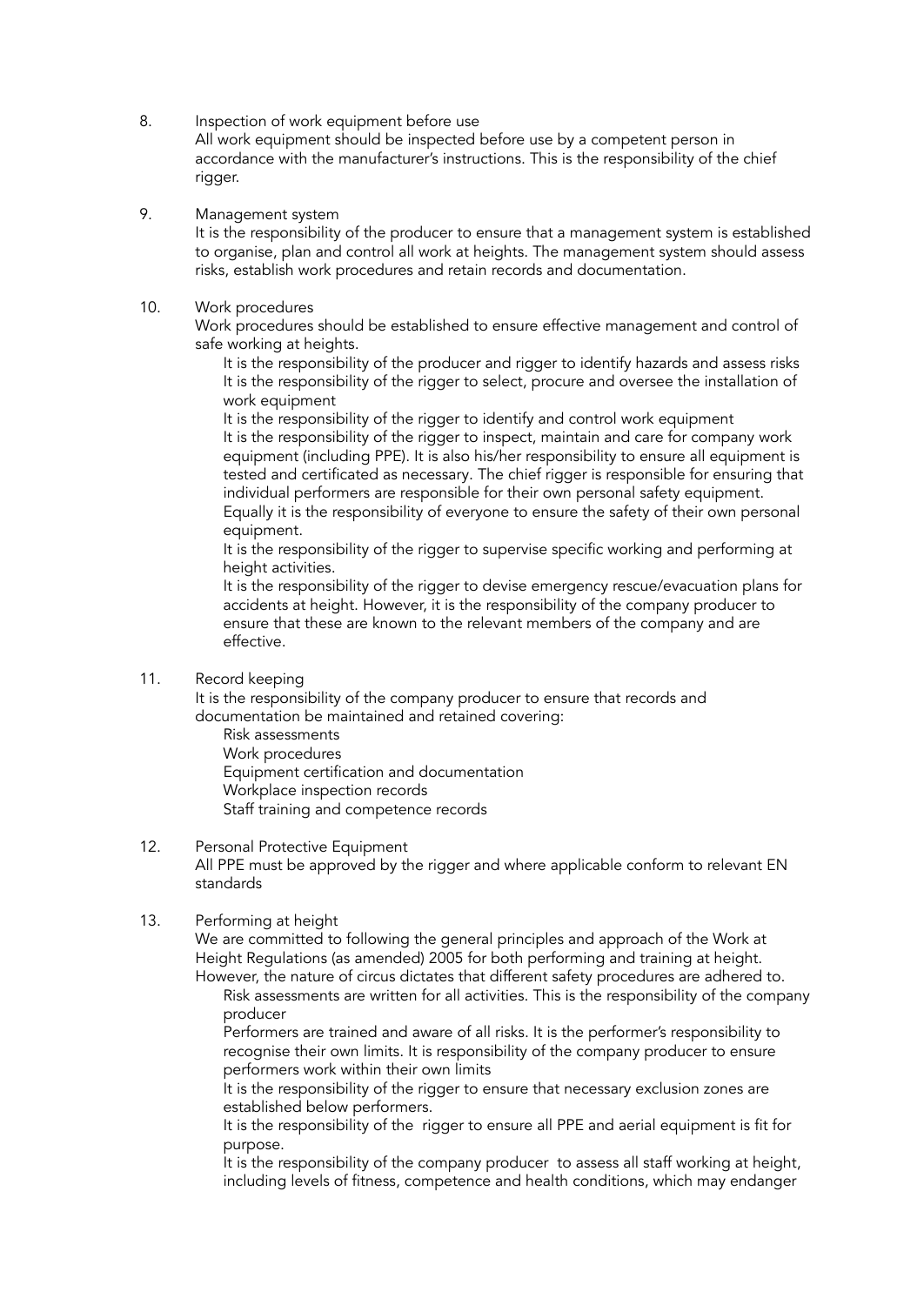8. Inspection of work equipment before use

   All work equipment should be inspected before use by a competent person in accordance with the manufacturer's instructions. This is the responsibility of the chief rigger.

9. Management system

   It is the responsibility of the producer to ensure that a management system is established to organise, plan and control all work at heights. The management system should assess risks, establish work procedures and retain records and documentation.

10. Work procedures

    Work procedures should be established to ensure effective management and control of safe working at heights.

    - It is the responsibility of the producer and rigger to identify hazards and assess risks
    - It is the responsibility of the rigger to select, procure and oversee the installation of work equipment
    - It is the responsibility of the rigger to identify and control work equipment
    - It is the responsibility of the rigger to inspect, maintain and care for company work equipment (including PPE). It is also his/her responsibility to ensure all equipment is tested and certificated as necessary. The chief rigger is responsible for ensuring that individual performers are responsible for their own personal safety equipment. Equally it is the responsibility of everyone to ensure the safety of their own personal equipment.
    - It is the responsibility of the rigger to supervise specific working and performing at height activities.
    - It is the responsibility of the rigger to devise emergency rescue/evacuation plans for accidents at height. However, it is the responsibility of the company producer to ensure that these are known to the relevant members of the company and are effective.

11. Record keeping

    It is the responsibility of the company producer to ensure that records and documentation be maintained and retained covering:

    - Risk assessments
    - Work procedures
    - Equipment certification and documentation
    - Workplace inspection records
    - Staff training and competence records

12. Personal Protective Equipment

    All PPE must be approved by the rigger and where applicable conform to relevant EN standards

13. Performing at height

    We are committed to following the general principles and approach of the Work at Height Regulations (as amended) 2005 for both performing and training at height. However, the nature of circus dictates that different safety procedures are adhered to.

    - Risk assessments are written for all activities. This is the responsibility of the company producer
    - Performers are trained and aware of all risks. It is the performer's responsibility to recognise their own limits. It is responsibility of the company producer to ensure performers work within their own limits
    - It is the responsibility of the rigger to ensure that necessary exclusion zones are established below performers.
    - It is the responsibility of the rigger to ensure all PPE and aerial equipment is fit for purpose.
    - It is the responsibility of the company producer to assess all staff working at height, including levels of fitness, competence and health conditions, which may endanger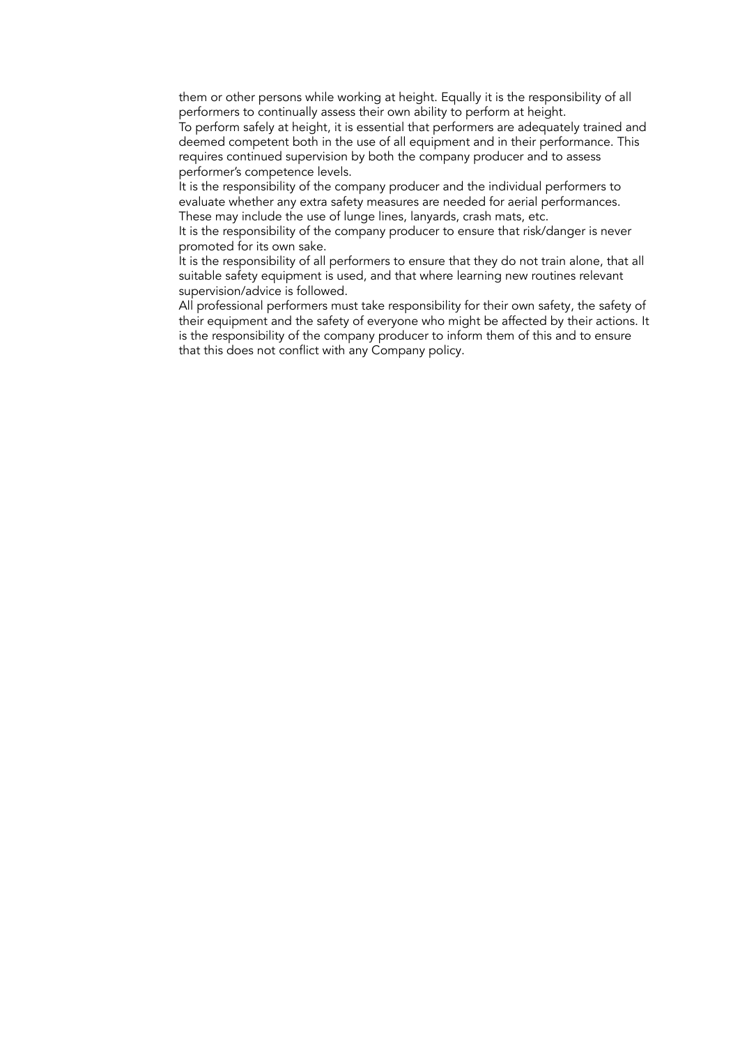them or other persons while working at height. Equally it is the responsibility of all performers to continually assess their own ability to perform at height.

To perform safely at height, it is essential that performers are adequately trained and deemed competent both in the use of all equipment and in their performance. This requires continued supervision by both the company producer and to assess performer's competence levels.

It is the responsibility of the company producer and the individual performers to evaluate whether any extra safety measures are needed for aerial performances. These may include the use of lunge lines, lanyards, crash mats, etc.

It is the responsibility of the company producer to ensure that risk/danger is never promoted for its own sake.

It is the responsibility of all performers to ensure that they do not train alone, that all suitable safety equipment is used, and that where learning new routines relevant supervision/advice is followed.

All professional performers must take responsibility for their own safety, the safety of their equipment and the safety of everyone who might be affected by their actions. It is the responsibility of the company producer to inform them of this and to ensure that this does not conflict with any Company policy.